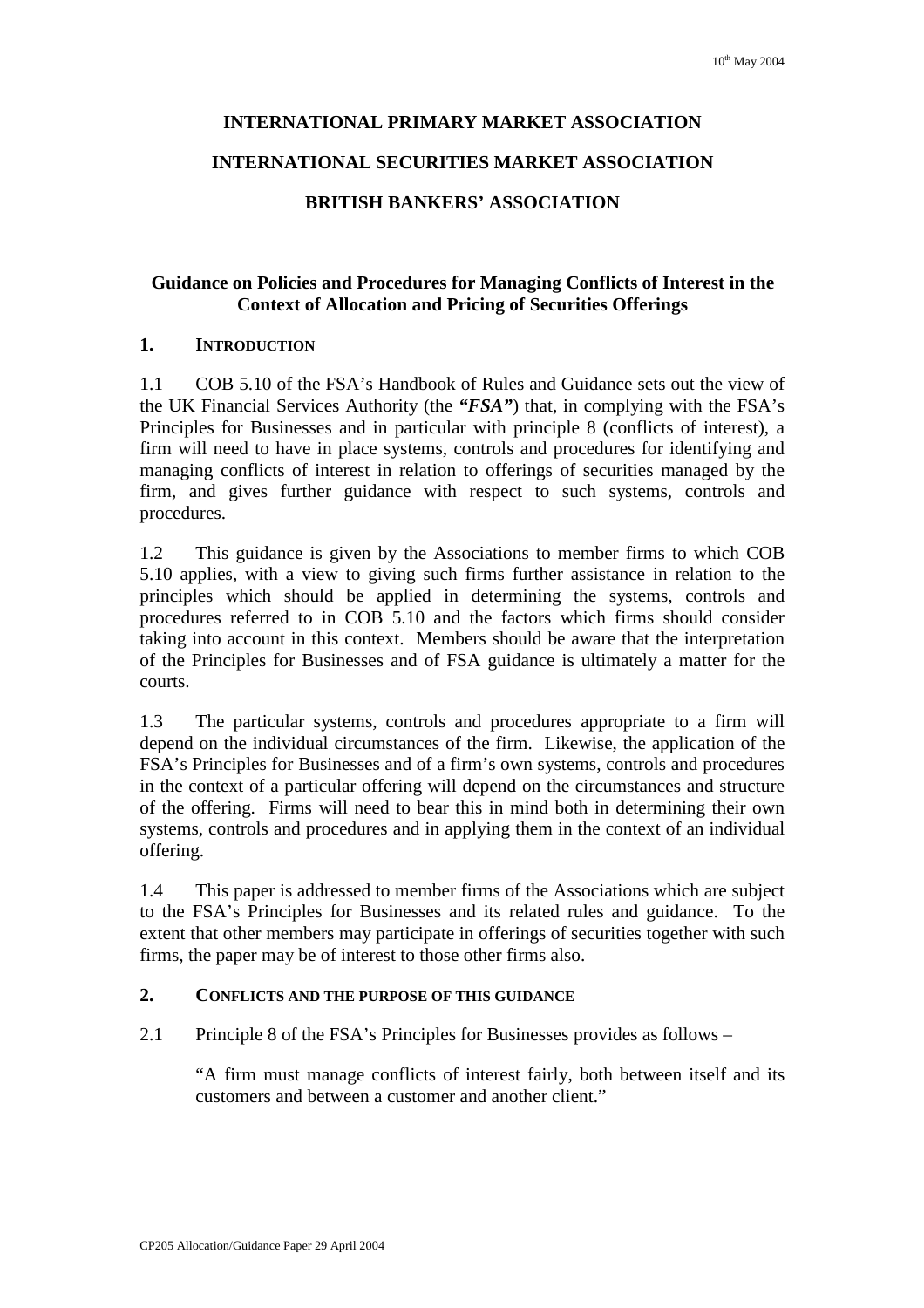10th May 2004

**INTERNATIONAL PRIMARY MARKET ASSOCIATION**

**INTERNATIONAL SECURITIES MARKET ASSOCIATION**

**BRITISH BANKERS' ASSOCIATION**

# Guidance on Policies and Procedures for Managing Conflicts of Interest in the Context of Allocation and Pricing of Securities Offerings

## 1. INTRODUCTION

1.1 COB 5.10 of the FSA's Handbook of Rules and Guidance sets out the view of the UK Financial Services Authority (the ***"FSA"***) that, in complying with the FSA's Principles for Businesses and in particular with principle 8 (conflicts of interest), a firm will need to have in place systems, controls and procedures for identifying and managing conflicts of interest in relation to offerings of securities managed by the firm, and gives further guidance with respect to such systems, controls and procedures.

1.2 This guidance is given by the Associations to member firms to which COB 5.10 applies, with a view to giving such firms further assistance in relation to the principles which should be applied in determining the systems, controls and procedures referred to in COB 5.10 and the factors which firms should consider taking into account in this context. Members should be aware that the interpretation of the Principles for Businesses and of FSA guidance is ultimately a matter for the courts.

1.3 The particular systems, controls and procedures appropriate to a firm will depend on the individual circumstances of the firm. Likewise, the application of the FSA's Principles for Businesses and of a firm's own systems, controls and procedures in the context of a particular offering will depend on the circumstances and structure of the offering. Firms will need to bear this in mind both in determining their own systems, controls and procedures and in applying them in the context of an individual offering.

1.4 This paper is addressed to member firms of the Associations which are subject to the FSA's Principles for Businesses and its related rules and guidance. To the extent that other members may participate in offerings of securities together with such firms, the paper may be of interest to those other firms also.

## 2. CONFLICTS AND THE PURPOSE OF THIS GUIDANCE

2.1 Principle 8 of the FSA's Principles for Businesses provides as follows –

> "A firm must manage conflicts of interest fairly, both between itself and its customers and between a customer and another client."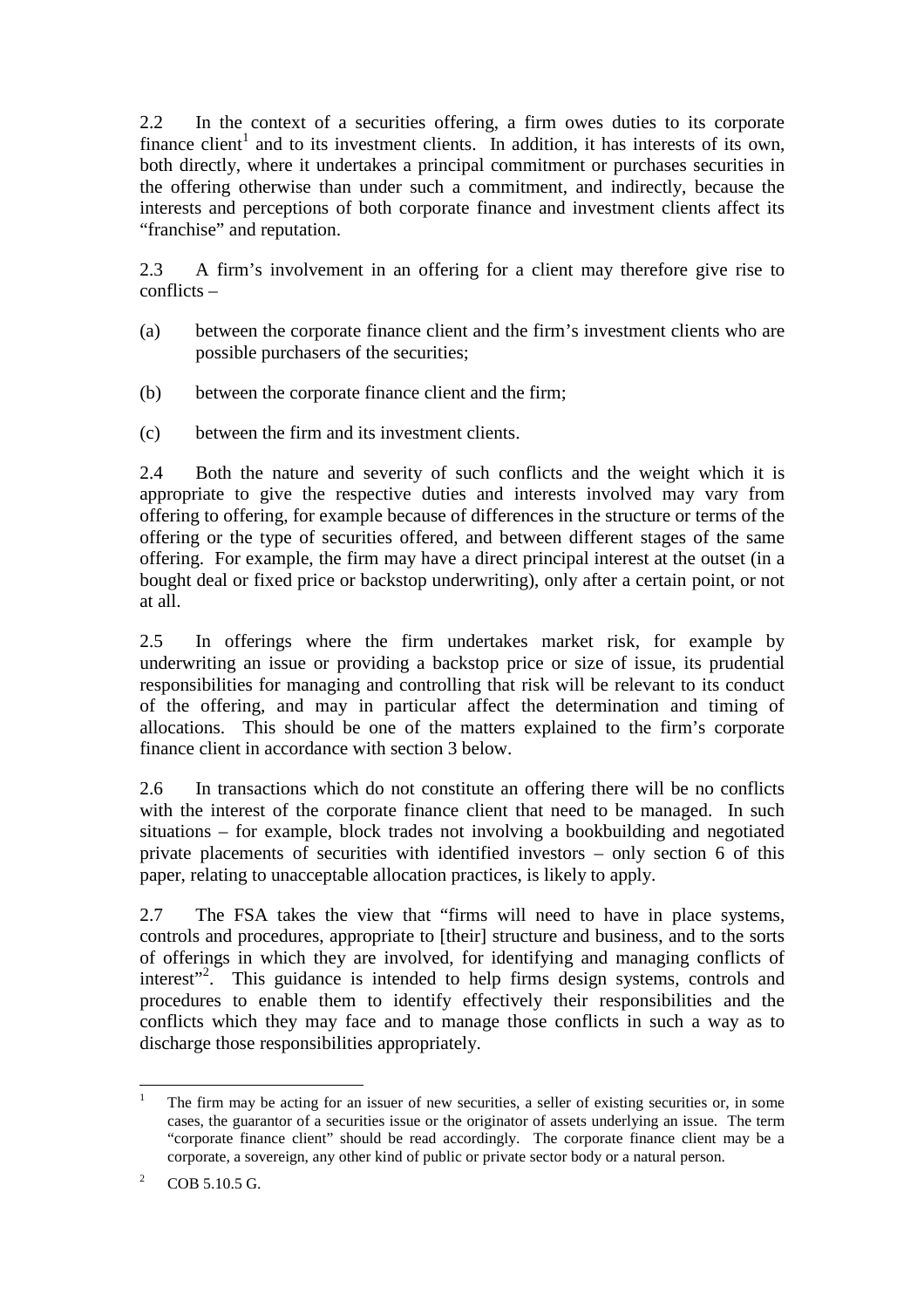2.2 In the context of a securities offering, a firm owes duties to its corporate finance client[1] and to its investment clients. In addition, it has interests of its own, both directly, where it undertakes a principal commitment or purchases securities in the offering otherwise than under such a commitment, and indirectly, because the interests and perceptions of both corporate finance and investment clients affect its "franchise" and reputation.

2.3 A firm's involvement in an offering for a client may therefore give rise to conflicts –

(a) between the corporate finance client and the firm's investment clients who are possible purchasers of the securities;

(b) between the corporate finance client and the firm;

(c) between the firm and its investment clients.

2.4 Both the nature and severity of such conflicts and the weight which it is appropriate to give the respective duties and interests involved may vary from offering to offering, for example because of differences in the structure or terms of the offering or the type of securities offered, and between different stages of the same offering. For example, the firm may have a direct principal interest at the outset (in a bought deal or fixed price or backstop underwriting), only after a certain point, or not at all.

2.5 In offerings where the firm undertakes market risk, for example by underwriting an issue or providing a backstop price or size of issue, its prudential responsibilities for managing and controlling that risk will be relevant to its conduct of the offering, and may in particular affect the determination and timing of allocations. This should be one of the matters explained to the firm's corporate finance client in accordance with section 3 below.

2.6 In transactions which do not constitute an offering there will be no conflicts with the interest of the corporate finance client that need to be managed. In such situations – for example, block trades not involving a bookbuilding and negotiated private placements of securities with identified investors – only section 6 of this paper, relating to unacceptable allocation practices, is likely to apply.

2.7 The FSA takes the view that "firms will need to have in place systems, controls and procedures, appropriate to [their] structure and business, and to the sorts of offerings in which they are involved, for identifying and managing conflicts of interest"[2]. This guidance is intended to help firms design systems, controls and procedures to enable them to identify effectively their responsibilities and the conflicts which they may face and to manage those conflicts in such a way as to discharge those responsibilities appropriately.

---

[1] The firm may be acting for an issuer of new securities, a seller of existing securities or, in some cases, the guarantor of a securities issue or the originator of assets underlying an issue. The term "corporate finance client" should be read accordingly. The corporate finance client may be a corporate, a sovereign, any other kind of public or private sector body or a natural person.

[2] COB 5.10.5 G.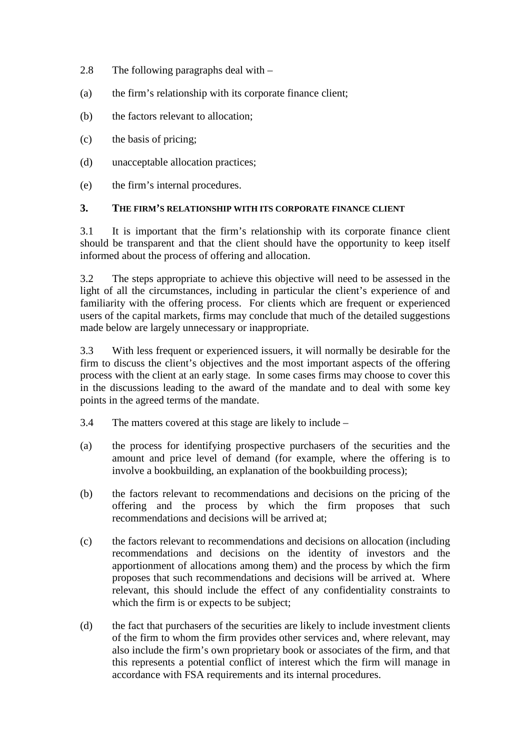2.8 The following paragraphs deal with –

(a) the firm's relationship with its corporate finance client;

(b) the factors relevant to allocation;

(c) the basis of pricing;

(d) unacceptable allocation practices;

(e) the firm's internal procedures.

## 3. THE FIRM'S RELATIONSHIP WITH ITS CORPORATE FINANCE CLIENT

3.1 It is important that the firm's relationship with its corporate finance client should be transparent and that the client should have the opportunity to keep itself informed about the process of offering and allocation.

3.2 The steps appropriate to achieve this objective will need to be assessed in the light of all the circumstances, including in particular the client's experience of and familiarity with the offering process. For clients which are frequent or experienced users of the capital markets, firms may conclude that much of the detailed suggestions made below are largely unnecessary or inappropriate.

3.3 With less frequent or experienced issuers, it will normally be desirable for the firm to discuss the client's objectives and the most important aspects of the offering process with the client at an early stage. In some cases firms may choose to cover this in the discussions leading to the award of the mandate and to deal with some key points in the agreed terms of the mandate.

3.4 The matters covered at this stage are likely to include –

(a) the process for identifying prospective purchasers of the securities and the amount and price level of demand (for example, where the offering is to involve a bookbuilding, an explanation of the bookbuilding process);

(b) the factors relevant to recommendations and decisions on the pricing of the offering and the process by which the firm proposes that such recommendations and decisions will be arrived at;

(c) the factors relevant to recommendations and decisions on allocation (including recommendations and decisions on the identity of investors and the apportionment of allocations among them) and the process by which the firm proposes that such recommendations and decisions will be arrived at. Where relevant, this should include the effect of any confidentiality constraints to which the firm is or expects to be subject;

(d) the fact that purchasers of the securities are likely to include investment clients of the firm to whom the firm provides other services and, where relevant, may also include the firm's own proprietary book or associates of the firm, and that this represents a potential conflict of interest which the firm will manage in accordance with FSA requirements and its internal procedures.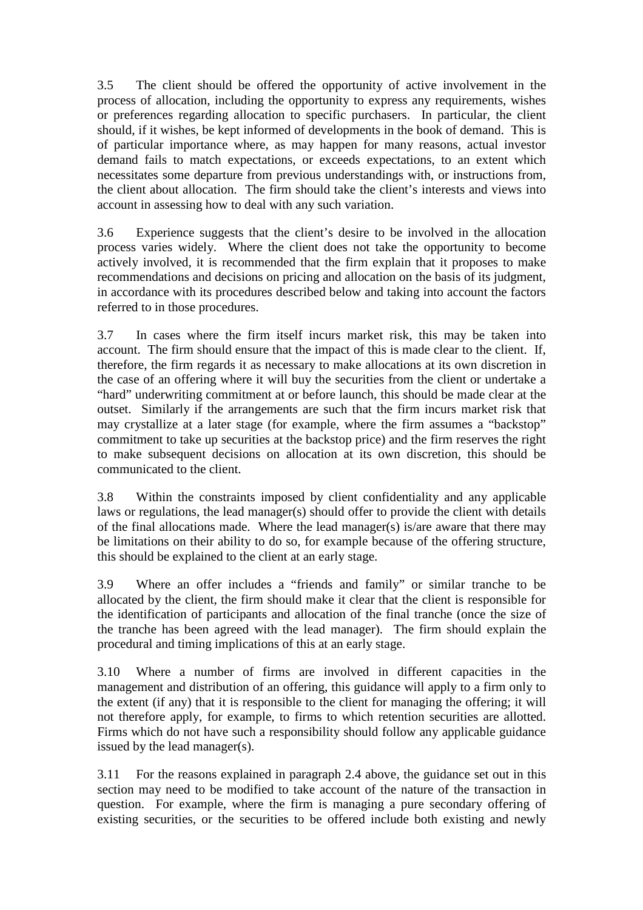3.5 The client should be offered the opportunity of active involvement in the process of allocation, including the opportunity to express any requirements, wishes or preferences regarding allocation to specific purchasers. In particular, the client should, if it wishes, be kept informed of developments in the book of demand. This is of particular importance where, as may happen for many reasons, actual investor demand fails to match expectations, or exceeds expectations, to an extent which necessitates some departure from previous understandings with, or instructions from, the client about allocation. The firm should take the client's interests and views into account in assessing how to deal with any such variation.

3.6 Experience suggests that the client's desire to be involved in the allocation process varies widely. Where the client does not take the opportunity to become actively involved, it is recommended that the firm explain that it proposes to make recommendations and decisions on pricing and allocation on the basis of its judgment, in accordance with its procedures described below and taking into account the factors referred to in those procedures.

3.7 In cases where the firm itself incurs market risk, this may be taken into account. The firm should ensure that the impact of this is made clear to the client. If, therefore, the firm regards it as necessary to make allocations at its own discretion in the case of an offering where it will buy the securities from the client or undertake a "hard" underwriting commitment at or before launch, this should be made clear at the outset. Similarly if the arrangements are such that the firm incurs market risk that may crystallize at a later stage (for example, where the firm assumes a "backstop" commitment to take up securities at the backstop price) and the firm reserves the right to make subsequent decisions on allocation at its own discretion, this should be communicated to the client.

3.8 Within the constraints imposed by client confidentiality and any applicable laws or regulations, the lead manager(s) should offer to provide the client with details of the final allocations made. Where the lead manager(s) is/are aware that there may be limitations on their ability to do so, for example because of the offering structure, this should be explained to the client at an early stage.

3.9 Where an offer includes a "friends and family" or similar tranche to be allocated by the client, the firm should make it clear that the client is responsible for the identification of participants and allocation of the final tranche (once the size of the tranche has been agreed with the lead manager). The firm should explain the procedural and timing implications of this at an early stage.

3.10 Where a number of firms are involved in different capacities in the management and distribution of an offering, this guidance will apply to a firm only to the extent (if any) that it is responsible to the client for managing the offering; it will not therefore apply, for example, to firms to which retention securities are allotted. Firms which do not have such a responsibility should follow any applicable guidance issued by the lead manager(s).

3.11 For the reasons explained in paragraph 2.4 above, the guidance set out in this section may need to be modified to take account of the nature of the transaction in question. For example, where the firm is managing a pure secondary offering of existing securities, or the securities to be offered include both existing and newly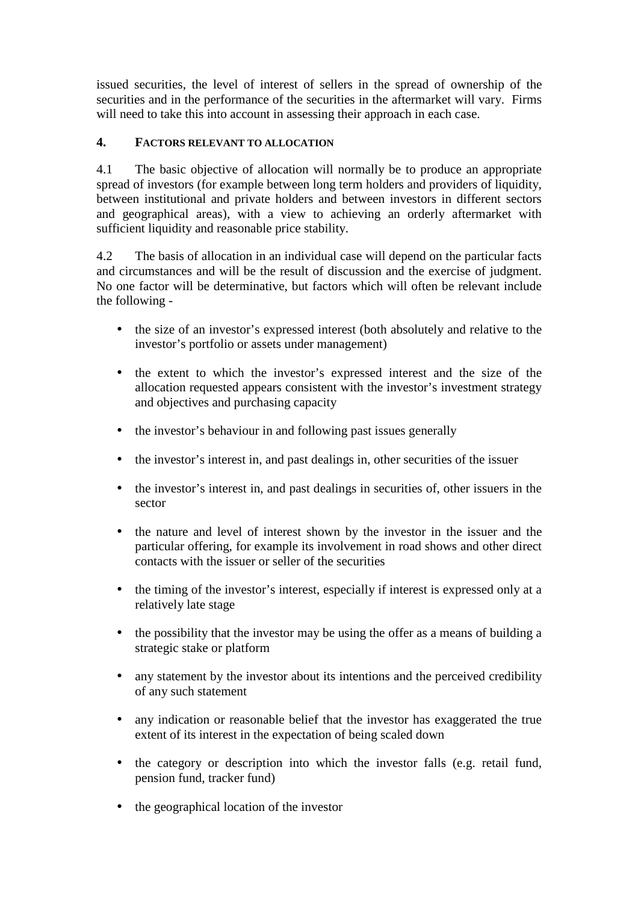issued securities, the level of interest of sellers in the spread of ownership of the securities and in the performance of the securities in the aftermarket will vary. Firms will need to take this into account in assessing their approach in each case.

## 4. FACTORS RELEVANT TO ALLOCATION

4.1 The basic objective of allocation will normally be to produce an appropriate spread of investors (for example between long term holders and providers of liquidity, between institutional and private holders and between investors in different sectors and geographical areas), with a view to achieving an orderly aftermarket with sufficient liquidity and reasonable price stability.

4.2 The basis of allocation in an individual case will depend on the particular facts and circumstances and will be the result of discussion and the exercise of judgment. No one factor will be determinative, but factors which will often be relevant include the following -

- the size of an investor's expressed interest (both absolutely and relative to the investor's portfolio or assets under management)
- the extent to which the investor's expressed interest and the size of the allocation requested appears consistent with the investor's investment strategy and objectives and purchasing capacity
- the investor's behaviour in and following past issues generally
- the investor's interest in, and past dealings in, other securities of the issuer
- the investor's interest in, and past dealings in securities of, other issuers in the sector
- the nature and level of interest shown by the investor in the issuer and the particular offering, for example its involvement in road shows and other direct contacts with the issuer or seller of the securities
- the timing of the investor's interest, especially if interest is expressed only at a relatively late stage
- the possibility that the investor may be using the offer as a means of building a strategic stake or platform
- any statement by the investor about its intentions and the perceived credibility of any such statement
- any indication or reasonable belief that the investor has exaggerated the true extent of its interest in the expectation of being scaled down
- the category or description into which the investor falls (e.g. retail fund, pension fund, tracker fund)
- the geographical location of the investor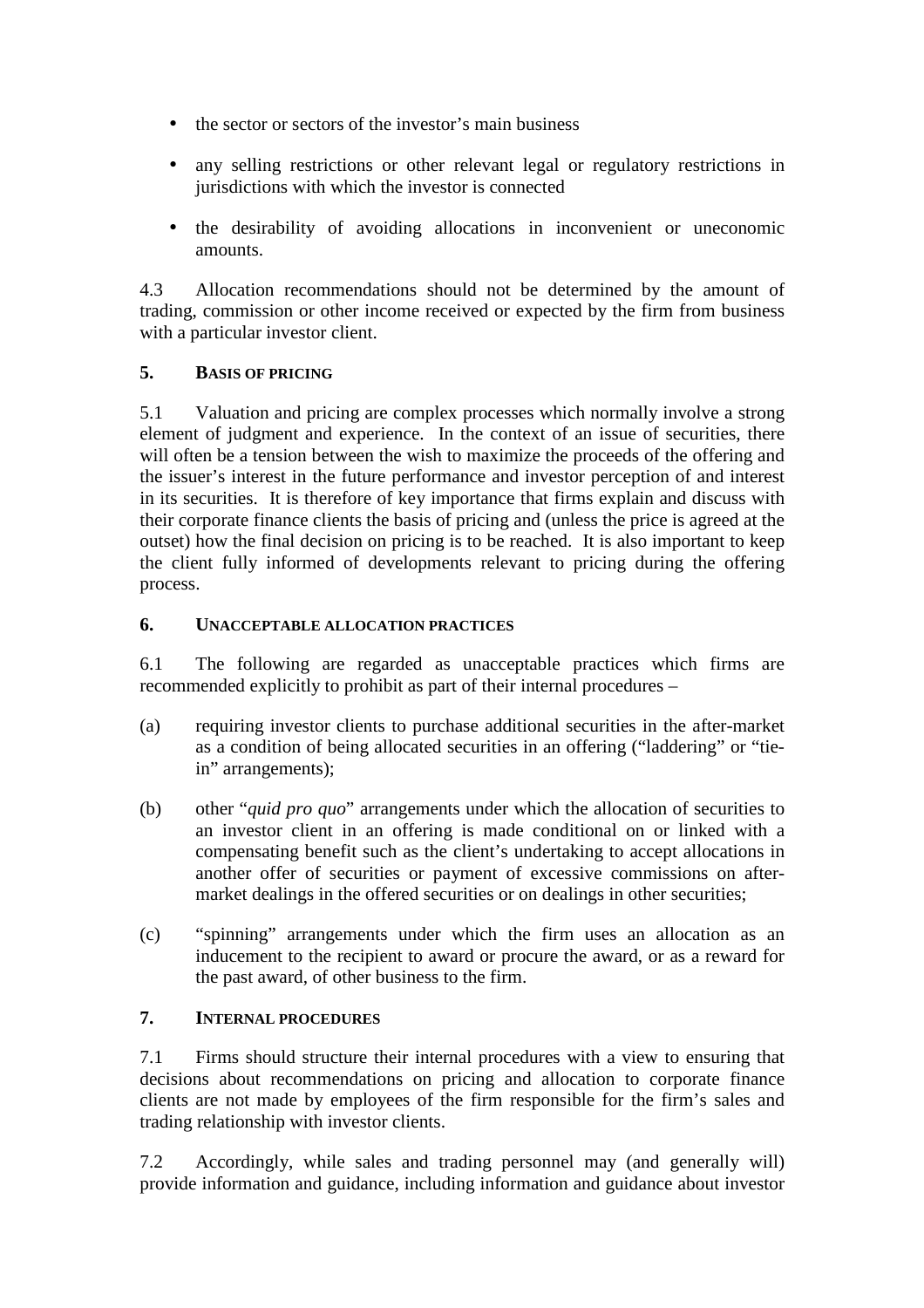- the sector or sectors of the investor's main business
- any selling restrictions or other relevant legal or regulatory restrictions in jurisdictions with which the investor is connected
- the desirability of avoiding allocations in inconvenient or uneconomic amounts.

4.3 Allocation recommendations should not be determined by the amount of trading, commission or other income received or expected by the firm from business with a particular investor client.

### 5. BASIS OF PRICING

5.1 Valuation and pricing are complex processes which normally involve a strong element of judgment and experience. In the context of an issue of securities, there will often be a tension between the wish to maximize the proceeds of the offering and the issuer's interest in the future performance and investor perception of and interest in its securities. It is therefore of key importance that firms explain and discuss with their corporate finance clients the basis of pricing and (unless the price is agreed at the outset) how the final decision on pricing is to be reached. It is also important to keep the client fully informed of developments relevant to pricing during the offering process.

### 6. UNACCEPTABLE ALLOCATION PRACTICES

6.1 The following are regarded as unacceptable practices which firms are recommended explicitly to prohibit as part of their internal procedures –

(a) requiring investor clients to purchase additional securities in the after-market as a condition of being allocated securities in an offering ("laddering" or "tie-in" arrangements);

(b) other "*quid pro quo*" arrangements under which the allocation of securities to an investor client in an offering is made conditional on or linked with a compensating benefit such as the client's undertaking to accept allocations in another offer of securities or payment of excessive commissions on after-market dealings in the offered securities or on dealings in other securities;

(c) "spinning" arrangements under which the firm uses an allocation as an inducement to the recipient to award or procure the award, or as a reward for the past award, of other business to the firm.

### 7. INTERNAL PROCEDURES

7.1 Firms should structure their internal procedures with a view to ensuring that decisions about recommendations on pricing and allocation to corporate finance clients are not made by employees of the firm responsible for the firm's sales and trading relationship with investor clients.

7.2 Accordingly, while sales and trading personnel may (and generally will) provide information and guidance, including information and guidance about investor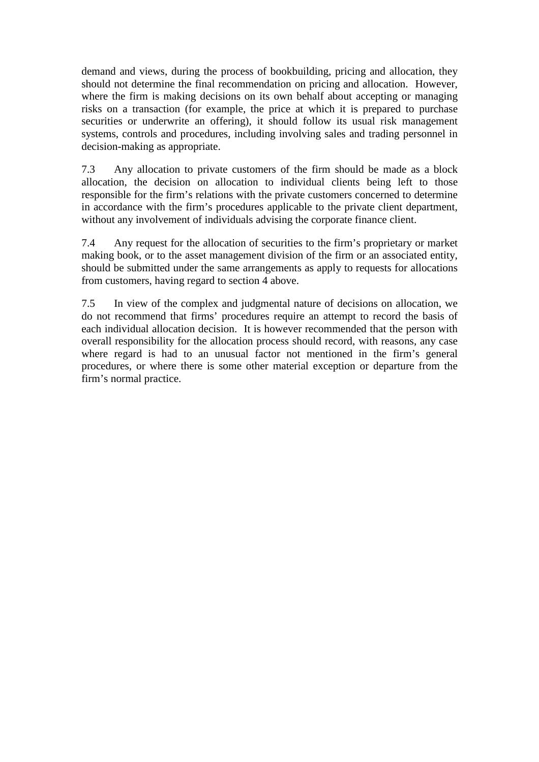demand and views, during the process of bookbuilding, pricing and allocation, they should not determine the final recommendation on pricing and allocation. However, where the firm is making decisions on its own behalf about accepting or managing risks on a transaction (for example, the price at which it is prepared to purchase securities or underwrite an offering), it should follow its usual risk management systems, controls and procedures, including involving sales and trading personnel in decision-making as appropriate.

7.3 Any allocation to private customers of the firm should be made as a block allocation, the decision on allocation to individual clients being left to those responsible for the firm's relations with the private customers concerned to determine in accordance with the firm's procedures applicable to the private client department, without any involvement of individuals advising the corporate finance client.

7.4 Any request for the allocation of securities to the firm's proprietary or market making book, or to the asset management division of the firm or an associated entity, should be submitted under the same arrangements as apply to requests for allocations from customers, having regard to section 4 above.

7.5 In view of the complex and judgmental nature of decisions on allocation, we do not recommend that firms' procedures require an attempt to record the basis of each individual allocation decision. It is however recommended that the person with overall responsibility for the allocation process should record, with reasons, any case where regard is had to an unusual factor not mentioned in the firm's general procedures, or where there is some other material exception or departure from the firm's normal practice.